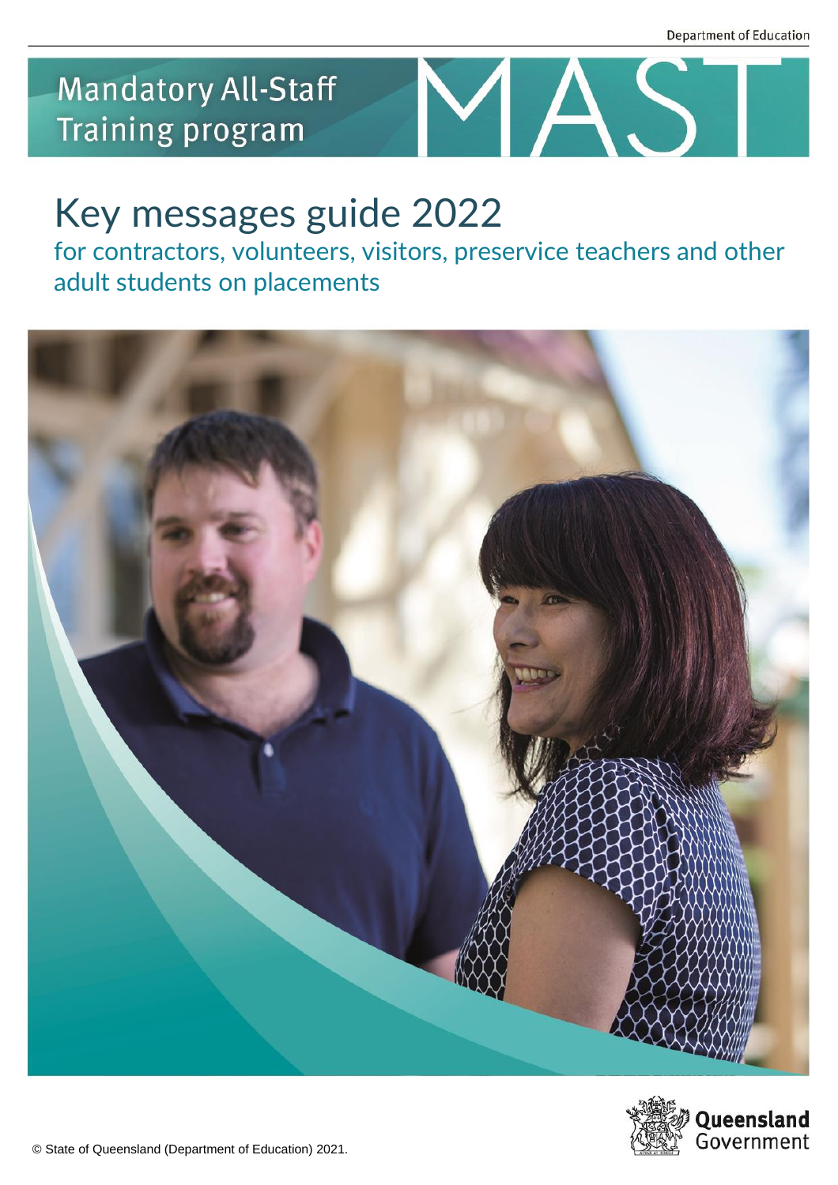Department of Education

Mandatory All-Staff Training program

MAST

# Key messages guide 2022

## for contractors, volunteers, visitors, preservice teachers and other adult students on placements

© State of Queensland (Department of Education) 2021.

Queensland Government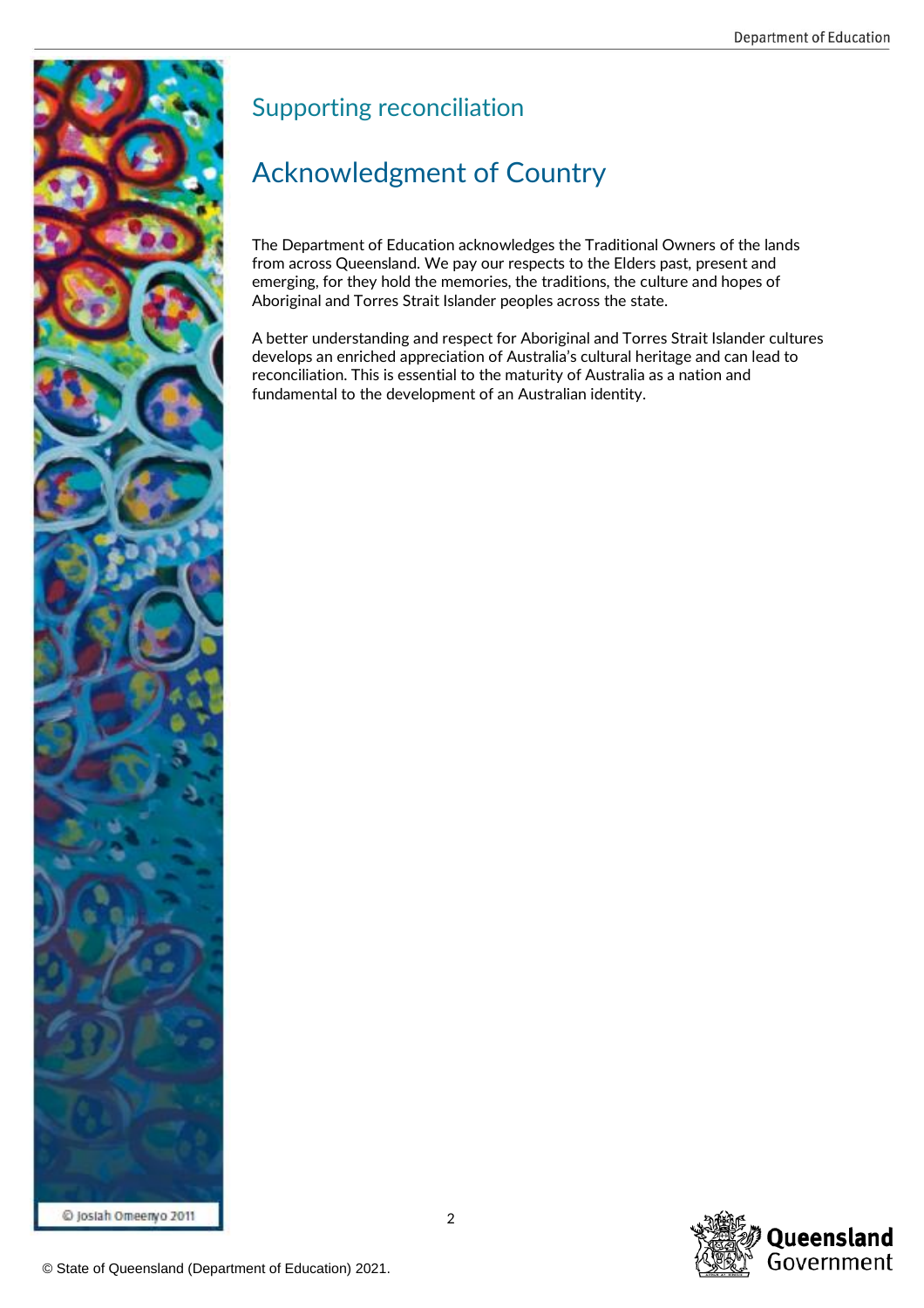## Supporting reconciliation

# Acknowledgment of Country

The Department of Education acknowledges the Traditional Owners of the lands from across Queensland. We pay our respects to the Elders past, present and emerging, for they hold the memories, the traditions, the culture and hopes of Aboriginal and Torres Strait Islander peoples across the state.

A better understanding and respect for Aboriginal and Torres Strait Islander cultures develops an enriched appreciation of Australia's cultural heritage and can lead to reconciliation. This is essential to the maturity of Australia as a nation and fundamental to the development of an Australian identity.

© Josiah Omeenyo 2011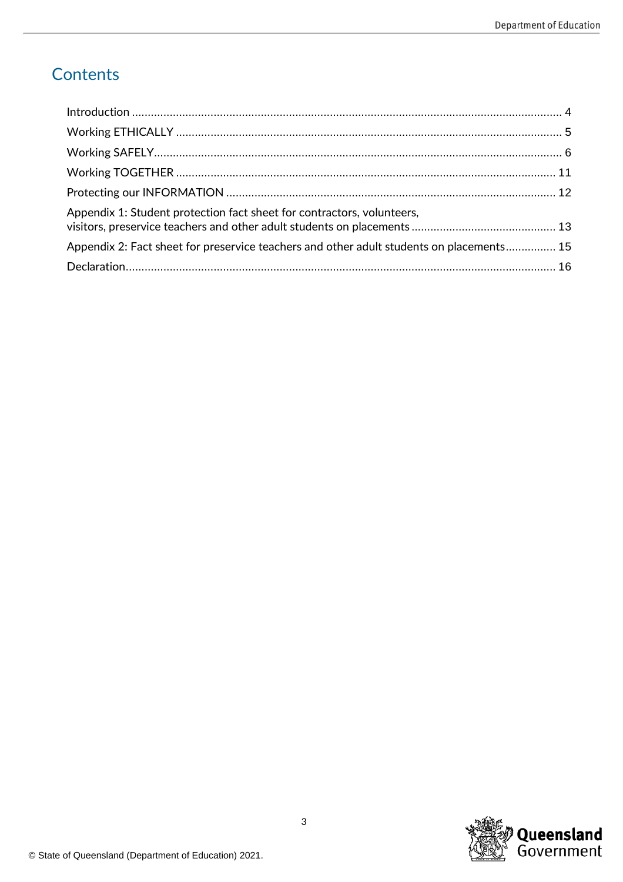# Contents

Introduction ........................................................................................................................................ 4

Working ETHICALLY .......................................................................................................................... 5

Working SAFELY................................................................................................................................. 6

Working TOGETHER ........................................................................................................................ 11

Protecting our INFORMATION ......................................................................................................... 12

Appendix 1: Student protection fact sheet for contractors, volunteers, visitors, preservice teachers and other adult students on placements .............................................. 13

Appendix 2: Fact sheet for preservice teachers and other adult students on placements................ 15

Declaration........................................................................................................................................ 16

© State of Queensland (Department of Education) 2021.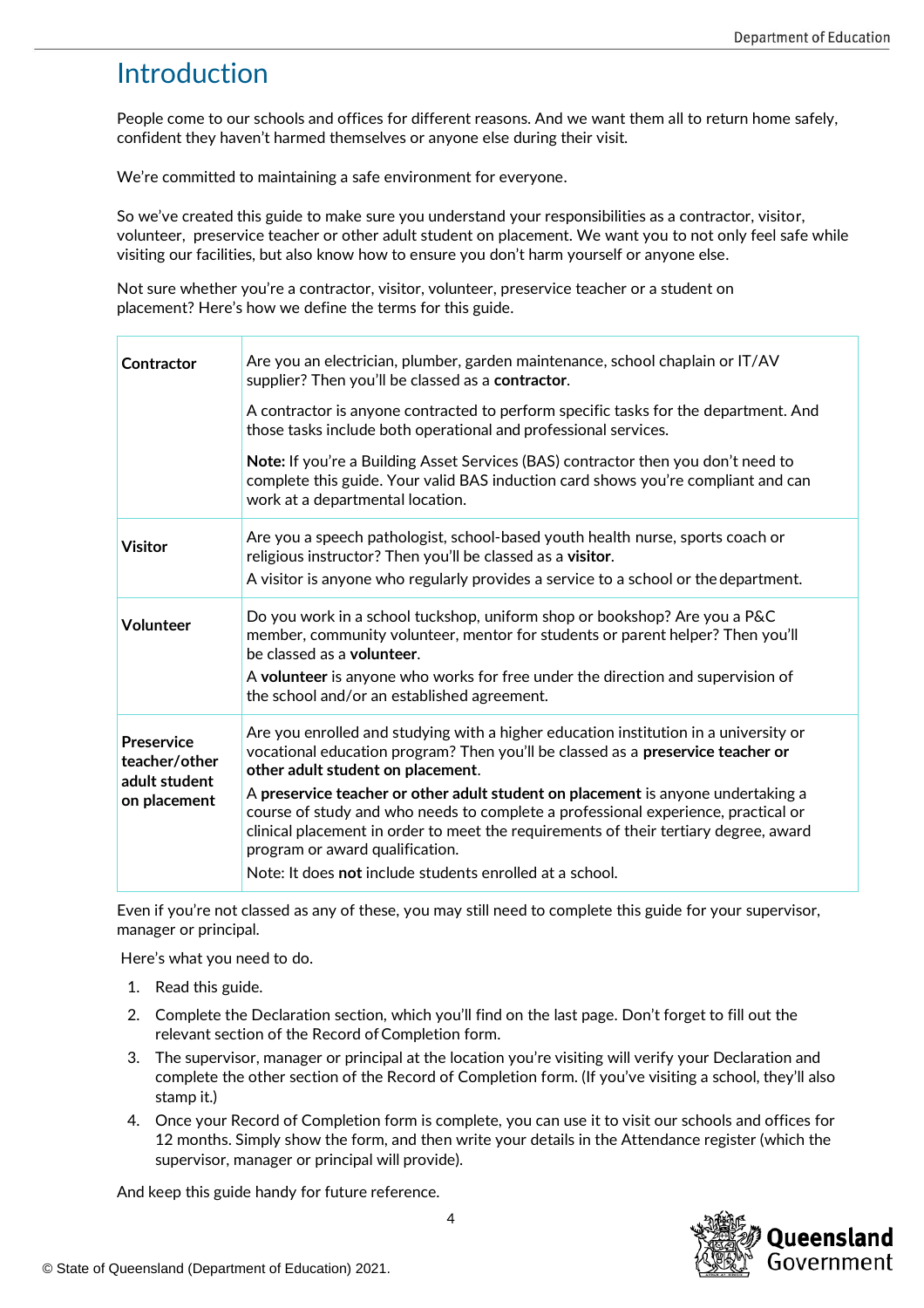# Introduction

People come to our schools and offices for different reasons. And we want them all to return home safely, confident they haven't harmed themselves or anyone else during their visit.

We're committed to maintaining a safe environment for everyone.

So we've created this guide to make sure you understand your responsibilities as a contractor, visitor, volunteer, preservice teacher or other adult student on placement. We want you to not only feel safe while visiting our facilities, but also know how to ensure you don't harm yourself or anyone else.

Not sure whether you're a contractor, visitor, volunteer, preservice teacher or a student on placement? Here's how we define the terms for this guide.

| | |
|---|---|
| **Contractor** | Are you an electrician, plumber, garden maintenance, school chaplain or IT/AV supplier? Then you'll be classed as a **contractor**.<br><br>A contractor is anyone contracted to perform specific tasks for the department. And those tasks include both operational and professional services.<br><br>**Note:** If you're a Building Asset Services (BAS) contractor then you don't need to complete this guide. Your valid BAS induction card shows you're compliant and can work at a departmental location. |
| **Visitor** | Are you a speech pathologist, school-based youth health nurse, sports coach or religious instructor? Then you'll be classed as a **visitor**.<br><br>A visitor is anyone who regularly provides a service to a school or the department. |
| **Volunteer** | Do you work in a school tuckshop, uniform shop or bookshop? Are you a P&C member, community volunteer, mentor for students or parent helper? Then you'll be classed as a **volunteer**.<br><br>A **volunteer** is anyone who works for free under the direction and supervision of the school and/or an established agreement. |
| **Preservice teacher/other adult student on placement** | Are you enrolled and studying with a higher education institution in a university or vocational education program? Then you'll be classed as a **preservice teacher or other adult student on placement**.<br><br>A **preservice teacher or other adult student on placement** is anyone undertaking a course of study and who needs to complete a professional experience, practical or clinical placement in order to meet the requirements of their tertiary degree, award program or award qualification.<br><br>Note: It does **not** include students enrolled at a school. |

Even if you're not classed as any of these, you may still need to complete this guide for your supervisor, manager or principal.

Here's what you need to do.

1. Read this guide.
2. Complete the Declaration section, which you'll find on the last page. Don't forget to fill out the relevant section of the Record of Completion form.
3. The supervisor, manager or principal at the location you're visiting will verify your Declaration and complete the other section of the Record of Completion form. (If you've visiting a school, they'll also stamp it.)
4. Once your Record of Completion form is complete, you can use it to visit our schools and offices for 12 months. Simply show the form, and then write your details in the Attendance register (which the supervisor, manager or principal will provide).

And keep this guide handy for future reference.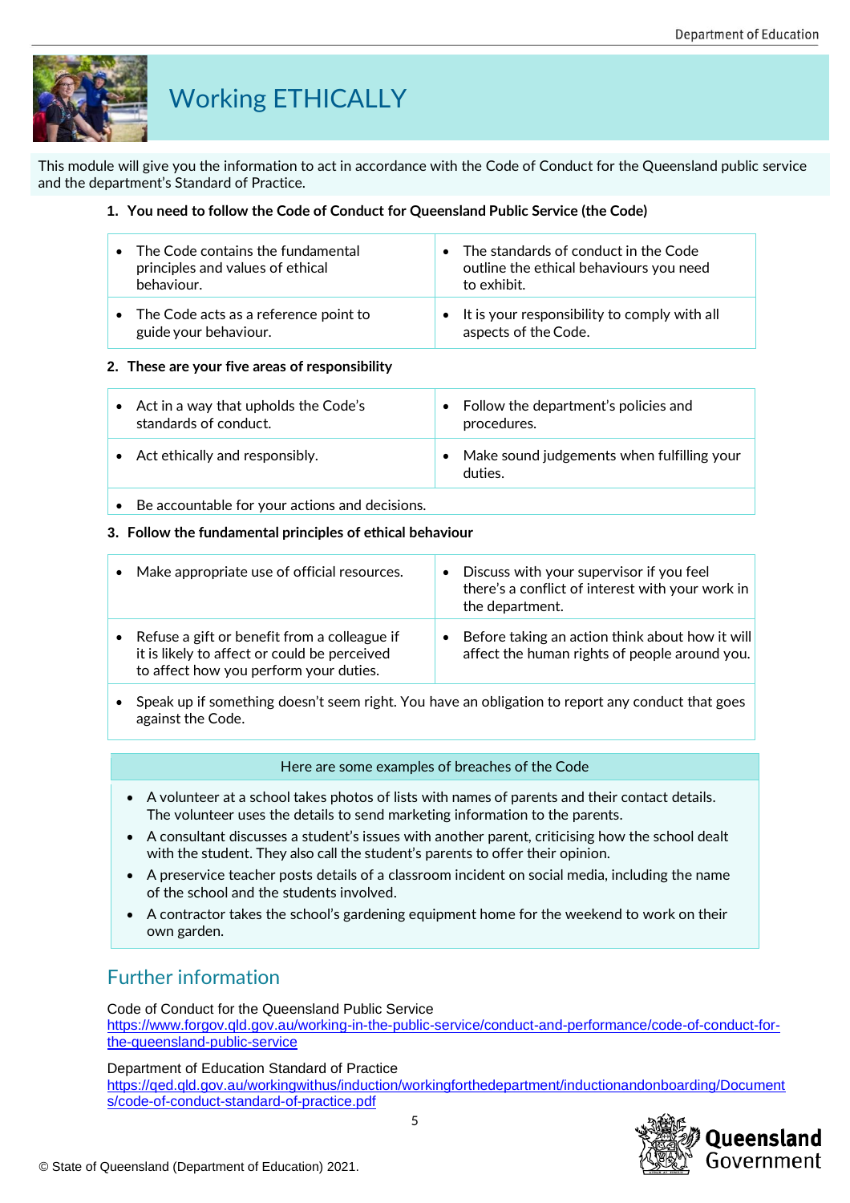# Working ETHICALLY

This module will give you the information to act in accordance with the Code of Conduct for the Queensland public service and the department's Standard of Practice.

**1. You need to follow the Code of Conduct for Queensland Public Service (the Code)**

- The Code contains the fundamental principles and values of ethical behaviour.
- The standards of conduct in the Code outline the ethical behaviours you need to exhibit.
- The Code acts as a reference point to guide your behaviour.
- It is your responsibility to comply with all aspects of the Code.

**2. These are your five areas of responsibility**

- Act in a way that upholds the Code's standards of conduct.
- Follow the department's policies and procedures.
- Act ethically and responsibly.
- Make sound judgements when fulfilling your duties.
- Be accountable for your actions and decisions.

**3. Follow the fundamental principles of ethical behaviour**

- Make appropriate use of official resources.
- Discuss with your supervisor if you feel there's a conflict of interest with your work in the department.
- Refuse a gift or benefit from a colleague if it is likely to affect or could be perceived to affect how you perform your duties.
- Before taking an action think about how it will affect the human rights of people around you.
- Speak up if something doesn't seem right. You have an obligation to report any conduct that goes against the Code.

**Here are some examples of breaches of the Code**

- A volunteer at a school takes photos of lists with names of parents and their contact details. The volunteer uses the details to send marketing information to the parents.
- A consultant discusses a student's issues with another parent, criticising how the school dealt with the student. They also call the student's parents to offer their opinion.
- A preservice teacher posts details of a classroom incident on social media, including the name of the school and the students involved.
- A contractor takes the school's gardening equipment home for the weekend to work on their own garden.

## Further information

Code of Conduct for the Queensland Public Service
https://www.forgov.qld.gov.au/working-in-the-public-service/conduct-and-performance/code-of-conduct-for-the-queensland-public-service

Department of Education Standard of Practice
https://qed.qld.gov.au/workingwithus/induction/workingforthedepartment/inductionandonboarding/Documents/code-of-conduct-standard-of-practice.pdf

© State of Queensland (Department of Education) 2021.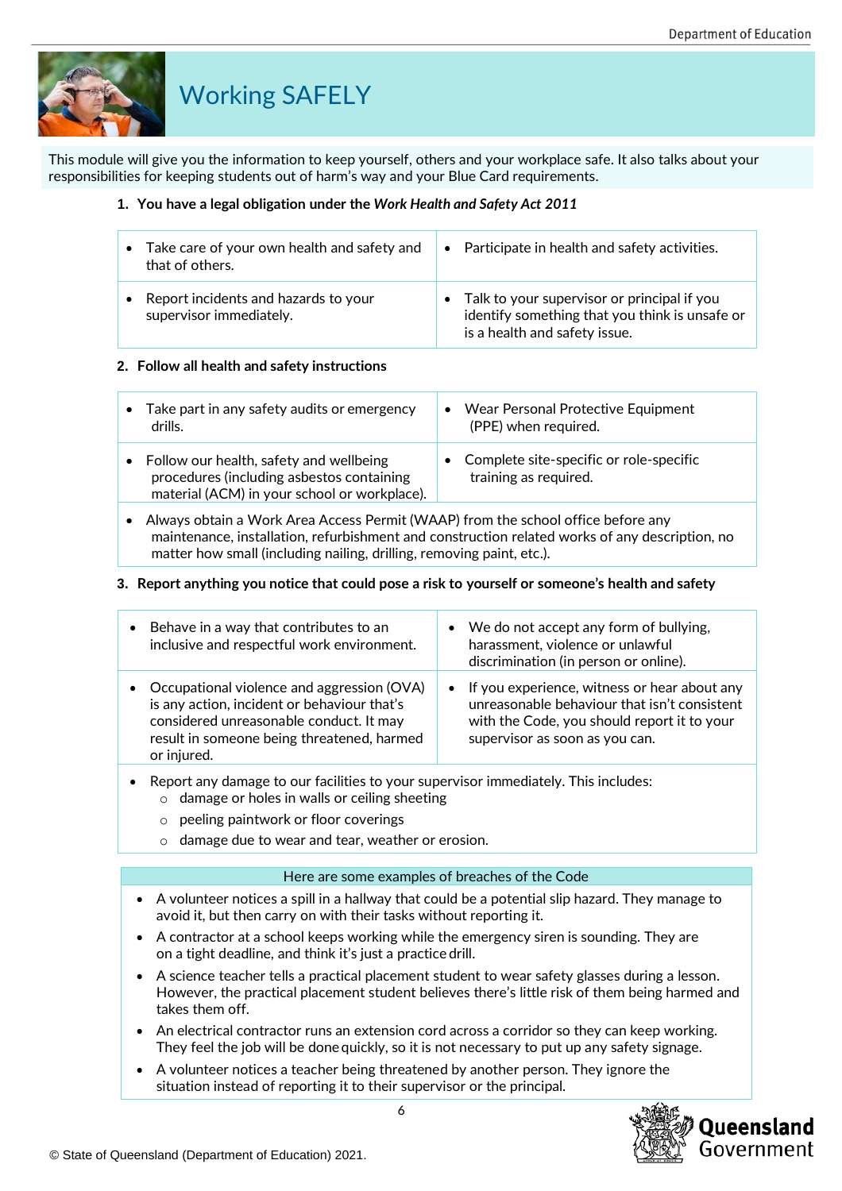# Working SAFELY

This module will give you the information to keep yourself, others and your workplace safe. It also talks about your responsibilities for keeping students out of harm's way and your Blue Card requirements.

**1. You have a legal obligation under the *Work Health and Safety Act 2011***

| | |
|---|---|
| • Take care of your own health and safety and that of others. | • Participate in health and safety activities. |
| • Report incidents and hazards to your supervisor immediately. | • Talk to your supervisor or principal if you identify something that you think is unsafe or is a health and safety issue. |

**2. Follow all health and safety instructions**

| | |
|---|---|
| • Take part in any safety audits or emergency drills. | • Wear Personal Protective Equipment (PPE) when required. |
| • Follow our health, safety and wellbeing procedures (including asbestos containing material (ACM) in your school or workplace). | • Complete site-specific or role-specific training as required. |
| • Always obtain a Work Area Access Permit (WAAP) from the school office before any maintenance, installation, refurbishment and construction related works of any description, no matter how small (including nailing, drilling, removing paint, etc.). | |

**3. Report anything you notice that could pose a risk to yourself or someone's health and safety**

| | |
|---|---|
| • Behave in a way that contributes to an inclusive and respectful work environment. | • We do not accept any form of bullying, harassment, violence or unlawful discrimination (in person or online). |
| • Occupational violence and aggression (OVA) is any action, incident or behaviour that's considered unreasonable conduct. It may result in someone being threatened, harmed or injured. | • If you experience, witness or hear about any unreasonable behaviour that isn't consistent with the Code, you should report it to your supervisor as soon as you can. |
| • Report any damage to our facilities to your supervisor immediately. This includes:<br>○ damage or holes in walls or ceiling sheeting<br>○ peeling paintwork or floor coverings<br>○ damage due to wear and tear, weather or erosion. | |

**Here are some examples of breaches of the Code**

- A volunteer notices a spill in a hallway that could be a potential slip hazard. They manage to avoid it, but then carry on with their tasks without reporting it.
- A contractor at a school keeps working while the emergency siren is sounding. They are on a tight deadline, and think it's just a practice drill.
- A science teacher tells a practical placement student to wear safety glasses during a lesson. However, the practical placement student believes there's little risk of them being harmed and takes them off.
- An electrical contractor runs an extension cord across a corridor so they can keep working. They feel the job will be done quickly, so it is not necessary to put up any safety signage.
- A volunteer notices a teacher being threatened by another person. They ignore the situation instead of reporting it to their supervisor or the principal.

© State of Queensland (Department of Education) 2021.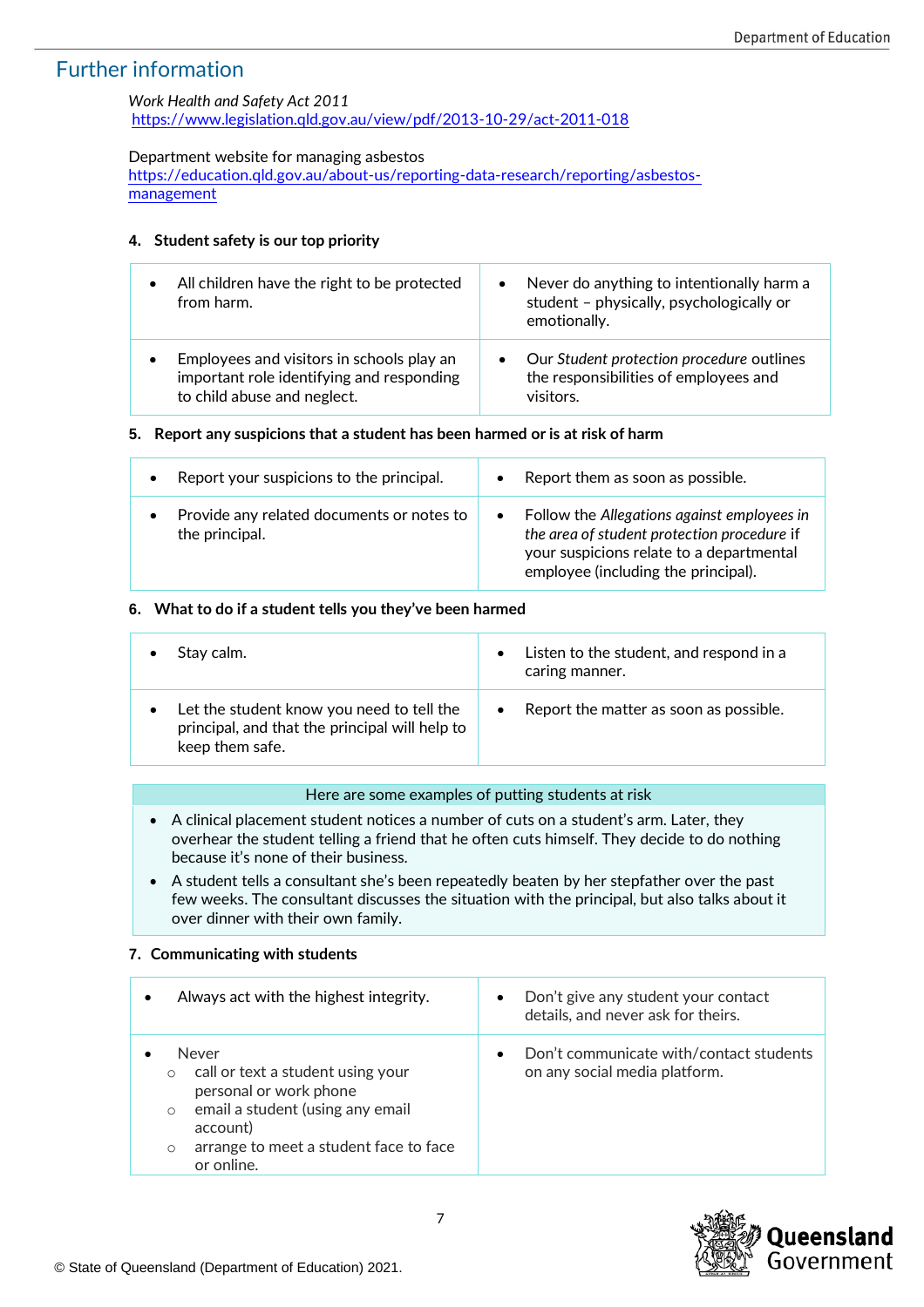## Further information

*Work Health and Safety Act 2011*
https://www.legislation.qld.gov.au/view/pdf/2013-10-29/act-2011-018

Department website for managing asbestos
https://education.qld.gov.au/about-us/reporting-data-research/reporting/asbestos-management

#### 4. Student safety is our top priority

| | |
|---|---|
| • All children have the right to be protected from harm. | • Never do anything to intentionally harm a student – physically, psychologically or emotionally. |
| • Employees and visitors in schools play an important role identifying and responding to child abuse and neglect. | • Our *Student protection procedure* outlines the responsibilities of employees and visitors. |

#### 5. Report any suspicions that a student has been harmed or is at risk of harm

| | |
|---|---|
| • Report your suspicions to the principal. | • Report them as soon as possible. |
| • Provide any related documents or notes to the principal. | • Follow the *Allegations against employees in the area of student protection procedure* if your suspicions relate to a departmental employee (including the principal). |

#### 6. What to do if a student tells you they've been harmed

| | |
|---|---|
| • Stay calm. | • Listen to the student, and respond in a caring manner. |
| • Let the student know you need to tell the principal, and that the principal will help to keep them safe. | • Report the matter as soon as possible. |

| Here are some examples of putting students at risk |
|---|
| • A clinical placement student notices a number of cuts on a student's arm. Later, they overhear the student telling a friend that he often cuts himself. They decide to do nothing because it's none of their business.<br>• A student tells a consultant she's been repeatedly beaten by her stepfather over the past few weeks. The consultant discusses the situation with the principal, but also talks about it over dinner with their own family. |

#### 7. Communicating with students

| | |
|---|---|
| • Always act with the highest integrity. | • Don't give any student your contact details, and never ask for theirs. |
| • Never<br>  ○ call or text a student using your personal or work phone<br>  ○ email a student (using any email account)<br>  ○ arrange to meet a student face to face or online. | • Don't communicate with/contact students on any social media platform. |

© State of Queensland (Department of Education) 2021.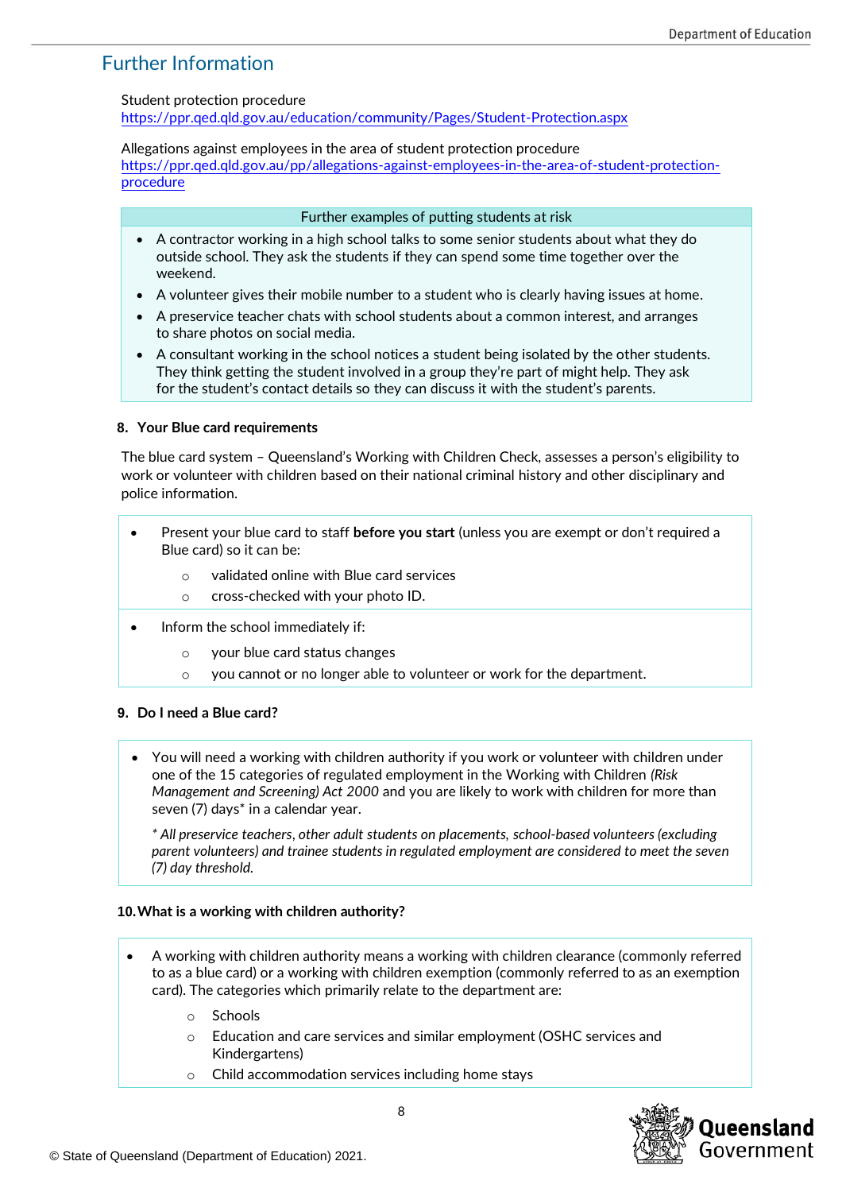## Further Information

Student protection procedure
https://ppr.qed.qld.gov.au/education/community/Pages/Student-Protection.aspx

Allegations against employees in the area of student protection procedure
https://ppr.qed.qld.gov.au/pp/allegations-against-employees-in-the-area-of-student-protection-procedure

| Further examples of putting students at risk |
|---|
| • A contractor working in a high school talks to some senior students about what they do outside school. They ask the students if they can spend some time together over the weekend.<br>• A volunteer gives their mobile number to a student who is clearly having issues at home.<br>• A preservice teacher chats with school students about a common interest, and arranges to share photos on social media.<br>• A consultant working in the school notices a student being isolated by the other students. They think getting the student involved in a group they're part of might help. They ask for the student's contact details so they can discuss it with the student's parents. |

### 8. Your Blue card requirements

The blue card system – Queensland's Working with Children Check, assesses a person's eligibility to work or volunteer with children based on their national criminal history and other disciplinary and police information.

- Present your blue card to staff **before you start** (unless you are exempt or don't required a Blue card) so it can be:
  - validated online with Blue card services
  - cross-checked with your photo ID.
- Inform the school immediately if:
  - your blue card status changes
  - you cannot or no longer able to volunteer or work for the department.

### 9. Do I need a Blue card?

- You will need a working with children authority if you work or volunteer with children under one of the 15 categories of regulated employment in the Working with Children *(Risk Management and Screening) Act 2000* and you are likely to work with children for more than seven (7) days* in a calendar year.

  *\* All preservice teachers, other adult students on placements, school-based volunteers (excluding parent volunteers) and trainee students in regulated employment are considered to meet the seven (7) day threshold.*

### 10. What is a working with children authority?

- A working with children authority means a working with children clearance (commonly referred to as a blue card) or a working with children exemption (commonly referred to as an exemption card). The categories which primarily relate to the department are:
  - Schools
  - Education and care services and similar employment (OSHC services and Kindergartens)
  - Child accommodation services including home stays

© State of Queensland (Department of Education) 2021.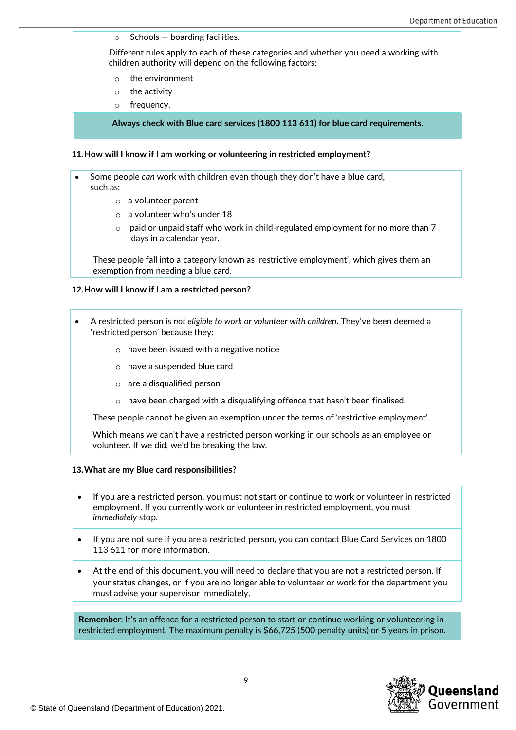- Schools — boarding facilities.

Different rules apply to each of these categories and whether you need a working with children authority will depend on the following factors:

- the environment
- the activity
- frequency.

**Always check with Blue card services (1800 113 611) for blue card requirements.**

### 11. How will I know if I am working or volunteering in restricted employment?

- Some people *can* work with children even though they don't have a blue card, such as:
  - a volunteer parent
  - a volunteer who's under 18
  - paid or unpaid staff who work in child-regulated employment for no more than 7 days in a calendar year.

These people fall into a category known as 'restrictive employment', which gives them an exemption from needing a blue card.

### 12. How will I know if I am a restricted person?

- A restricted person is *not eligible to work or volunteer with children*. They've been deemed a 'restricted person' because they:
  - have been issued with a negative notice
  - have a suspended blue card
  - are a disqualified person
  - have been charged with a disqualifying offence that hasn't been finalised.

These people cannot be given an exemption under the terms of 'restrictive employment'.

Which means we can't have a restricted person working in our schools as an employee or volunteer. If we did, we'd be breaking the law.

### 13. What are my Blue card responsibilities?

- If you are a restricted person, you must not start or continue to work or volunteer in restricted employment. If you currently work or volunteer in restricted employment, you must *immediately* stop.
- If you are not sure if you are a restricted person, you can contact Blue Card Services on 1800 113 611 for more information.
- At the end of this document, you will need to declare that you are not a restricted person. If your status changes, or if you are no longer able to volunteer or work for the department you must advise your supervisor immediately.

**Remember**: It's an offence for a restricted person to start or continue working or volunteering in restricted employment. The maximum penalty is $66,725 (500 penalty units) or 5 years in prison.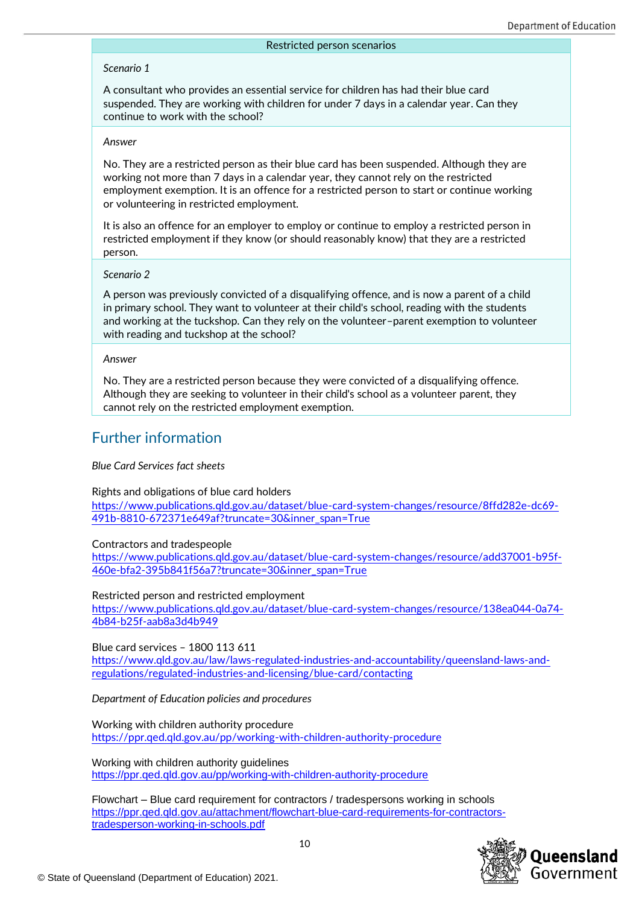| Restricted person scenarios |
| --- |
| *Scenario 1*<br><br>A consultant who provides an essential service for children has had their blue card suspended. They are working with children for under 7 days in a calendar year. Can they continue to work with the school? |
| *Answer*<br><br>No. They are a restricted person as their blue card has been suspended. Although they are working not more than 7 days in a calendar year, they cannot rely on the restricted employment exemption. It is an offence for a restricted person to start or continue working or volunteering in restricted employment.<br><br>It is also an offence for an employer to employ or continue to employ a restricted person in restricted employment if they know (or should reasonably know) that they are a restricted person. |
| *Scenario 2*<br><br>A person was previously convicted of a disqualifying offence, and is now a parent of a child in primary school. They want to volunteer at their child's school, reading with the students and working at the tuckshop. Can they rely on the volunteer–parent exemption to volunteer with reading and tuckshop at the school? |
| *Answer*<br><br>No. They are a restricted person because they were convicted of a disqualifying offence. Although they are seeking to volunteer in their child's school as a volunteer parent, they cannot rely on the restricted employment exemption. |

## Further information

*Blue Card Services fact sheets*

Rights and obligations of blue card holders
https://www.publications.qld.gov.au/dataset/blue-card-system-changes/resource/8ffd282e-dc69-491b-8810-672371e649af?truncate=30&inner_span=True

Contractors and tradespeople
https://www.publications.qld.gov.au/dataset/blue-card-system-changes/resource/add37001-b95f-460e-bfa2-395b841f56a7?truncate=30&inner_span=True

Restricted person and restricted employment
https://www.publications.qld.gov.au/dataset/blue-card-system-changes/resource/138ea044-0a74-4b84-b25f-aab8a3d4b949

Blue card services – 1800 113 611
https://www.qld.gov.au/law/laws-regulated-industries-and-accountability/queensland-laws-and-regulations/regulated-industries-and-licensing/blue-card/contacting

*Department of Education policies and procedures*

Working with children authority procedure
https://ppr.qed.qld.gov.au/pp/working-with-children-authority-procedure

Working with children authority guidelines
https://ppr.qed.qld.gov.au/pp/working-with-children-authority-procedure

Flowchart – Blue card requirement for contractors / tradespersons working in schools
https://ppr.qed.qld.gov.au/attachment/flowchart-blue-card-requirements-for-contractors-tradesperson-working-in-schools.pdf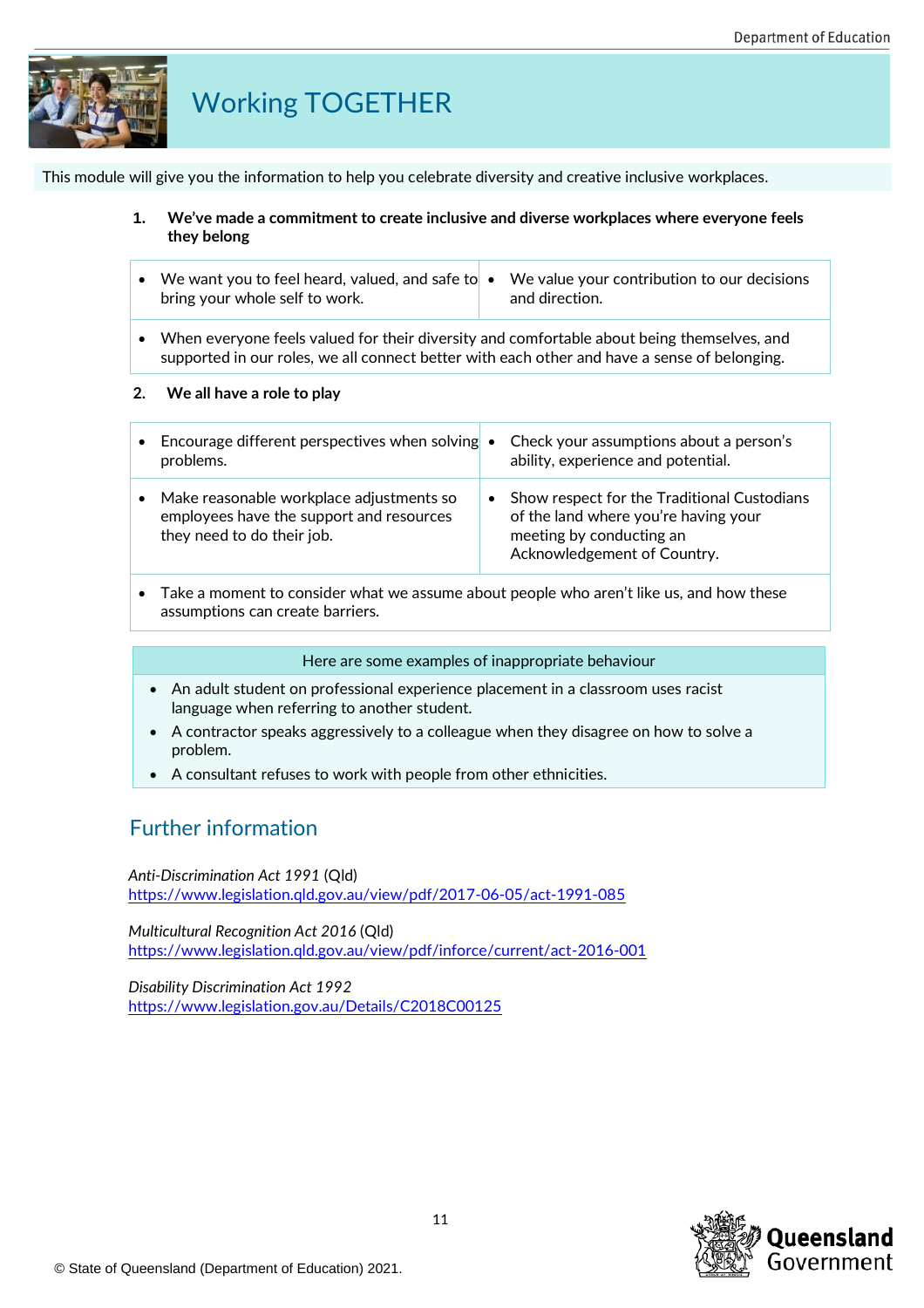# Working TOGETHER

This module will give you the information to help you celebrate diversity and creative inclusive workplaces.

**1. We've made a commitment to create inclusive and diverse workplaces where everyone feels they belong**

- We want you to feel heard, valued, and safe to bring your whole self to work.
- We value your contribution to our decisions and direction.
- When everyone feels valued for their diversity and comfortable about being themselves, and supported in our roles, we all connect better with each other and have a sense of belonging.

**2. We all have a role to play**

- Encourage different perspectives when solving problems.
- Check your assumptions about a person's ability, experience and potential.
- Make reasonable workplace adjustments so employees have the support and resources they need to do their job.
- Show respect for the Traditional Custodians of the land where you're having your meeting by conducting an Acknowledgement of Country.
- Take a moment to consider what we assume about people who aren't like us, and how these assumptions can create barriers.

Here are some examples of inappropriate behaviour

- An adult student on professional experience placement in a classroom uses racist language when referring to another student.
- A contractor speaks aggressively to a colleague when they disagree on how to solve a problem.
- A consultant refuses to work with people from other ethnicities.

## Further information

*Anti-Discrimination Act 1991* (Qld)
https://www.legislation.qld.gov.au/view/pdf/2017-06-05/act-1991-085

*Multicultural Recognition Act 2016* (Qld)
https://www.legislation.qld.gov.au/view/pdf/inforce/current/act-2016-001

*Disability Discrimination Act 1992*
https://www.legislation.gov.au/Details/C2018C00125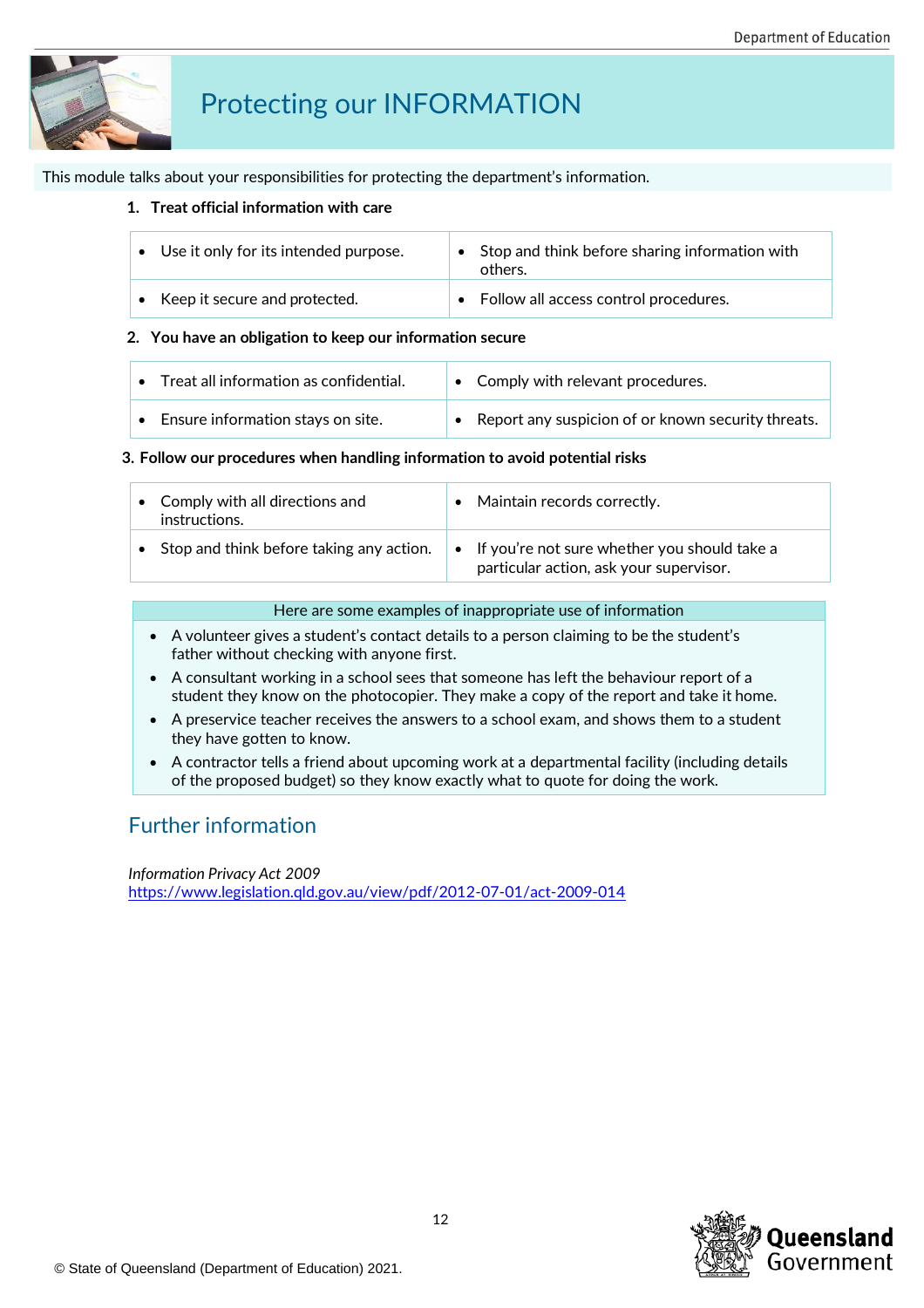# Protecting our INFORMATION

This module talks about your responsibilities for protecting the department's information.

1. **Treat official information with care**

| | |
|---|---|
| • Use it only for its intended purpose. | • Stop and think before sharing information with others. |
| • Keep it secure and protected. | • Follow all access control procedures. |

2. **You have an obligation to keep our information secure**

| | |
|---|---|
| • Treat all information as confidential. | • Comply with relevant procedures. |
| • Ensure information stays on site. | • Report any suspicion of or known security threats. |

3. **Follow our procedures when handling information to avoid potential risks**

| | |
|---|---|
| • Comply with all directions and instructions. | • Maintain records correctly. |
| • Stop and think before taking any action. | • If you're not sure whether you should take a particular action, ask your supervisor. |

Here are some examples of inappropriate use of information

- A volunteer gives a student's contact details to a person claiming to be the student's father without checking with anyone first.
- A consultant working in a school sees that someone has left the behaviour report of a student they know on the photocopier. They make a copy of the report and take it home.
- A preservice teacher receives the answers to a school exam, and shows them to a student they have gotten to know.
- A contractor tells a friend about upcoming work at a departmental facility (including details of the proposed budget) so they know exactly what to quote for doing the work.

## Further information

*Information Privacy Act 2009*
https://www.legislation.qld.gov.au/view/pdf/2012-07-01/act-2009-014

© State of Queensland (Department of Education) 2021.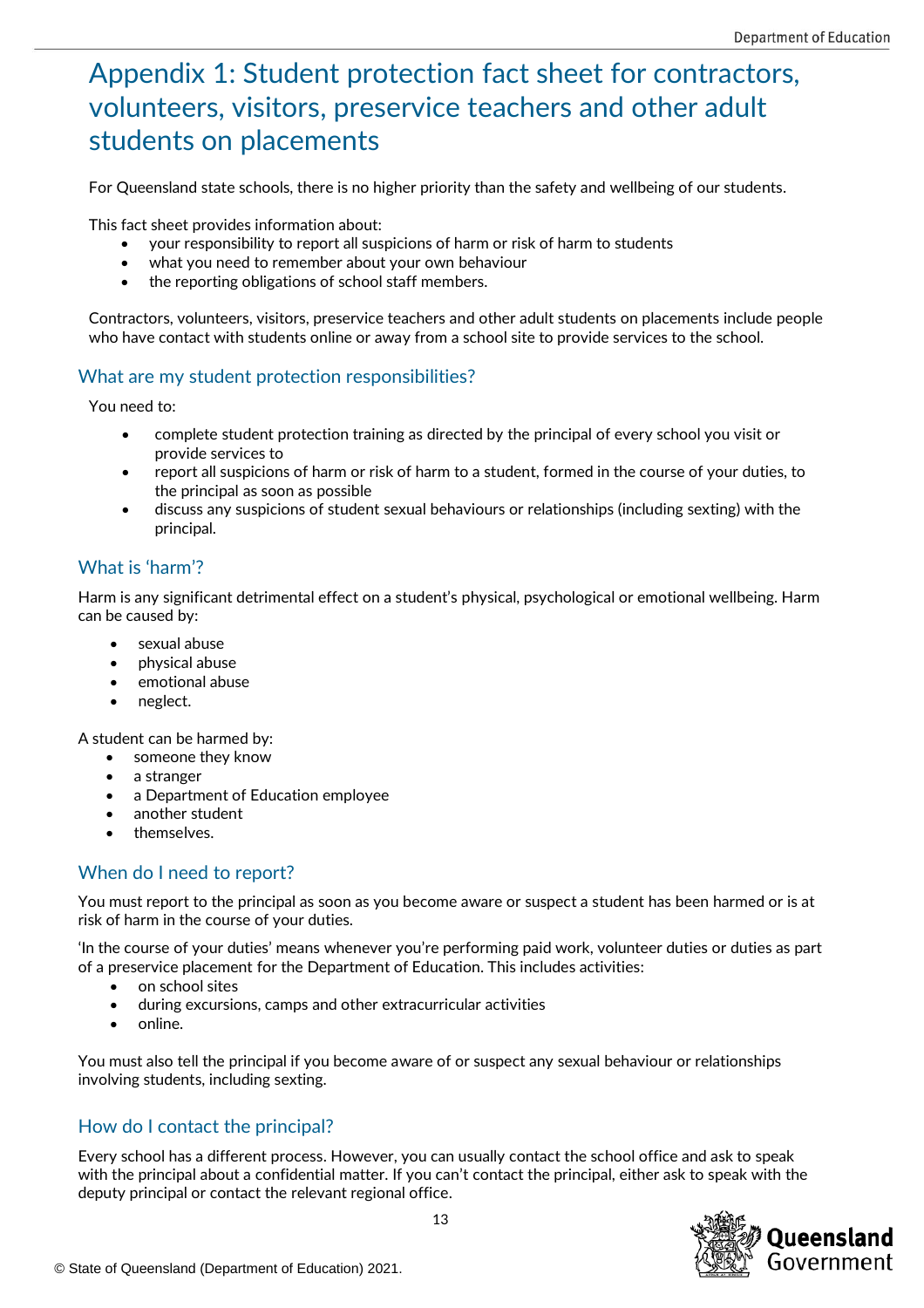# Appendix 1: Student protection fact sheet for contractors, volunteers, visitors, preservice teachers and other adult students on placements

For Queensland state schools, there is no higher priority than the safety and wellbeing of our students.

This fact sheet provides information about:

- your responsibility to report all suspicions of harm or risk of harm to students
- what you need to remember about your own behaviour
- the reporting obligations of school staff members.

Contractors, volunteers, visitors, preservice teachers and other adult students on placements include people who have contact with students online or away from a school site to provide services to the school.

## What are my student protection responsibilities?

You need to:

- complete student protection training as directed by the principal of every school you visit or provide services to
- report all suspicions of harm or risk of harm to a student, formed in the course of your duties, to the principal as soon as possible
- discuss any suspicions of student sexual behaviours or relationships (including sexting) with the principal.

## What is 'harm'?

Harm is any significant detrimental effect on a student's physical, psychological or emotional wellbeing. Harm can be caused by:

- sexual abuse
- physical abuse
- emotional abuse
- neglect.

A student can be harmed by:

- someone they know
- a stranger
- a Department of Education employee
- another student
- themselves.

## When do I need to report?

You must report to the principal as soon as you become aware or suspect a student has been harmed or is at risk of harm in the course of your duties.

'In the course of your duties' means whenever you're performing paid work, volunteer duties or duties as part of a preservice placement for the Department of Education. This includes activities:

- on school sites
- during excursions, camps and other extracurricular activities
- online.

You must also tell the principal if you become aware of or suspect any sexual behaviour or relationships involving students, including sexting.

## How do I contact the principal?

Every school has a different process. However, you can usually contact the school office and ask to speak with the principal about a confidential matter. If you can't contact the principal, either ask to speak with the deputy principal or contact the relevant regional office.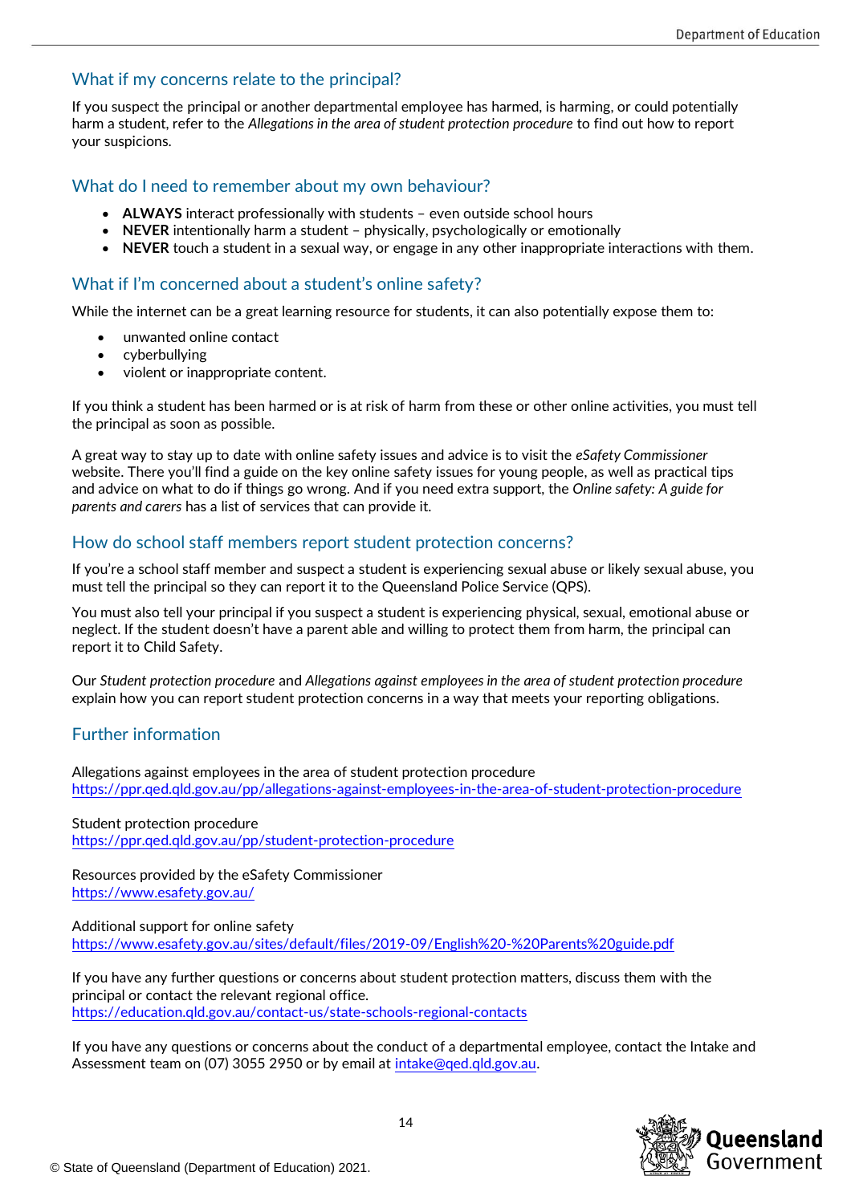## What if my concerns relate to the principal?

If you suspect the principal or another departmental employee has harmed, is harming, or could potentially harm a student, refer to the *Allegations in the area of student protection procedure* to find out how to report your suspicions.

## What do I need to remember about my own behaviour?

- **ALWAYS** interact professionally with students – even outside school hours
- **NEVER** intentionally harm a student – physically, psychologically or emotionally
- **NEVER** touch a student in a sexual way, or engage in any other inappropriate interactions with them.

## What if I'm concerned about a student's online safety?

While the internet can be a great learning resource for students, it can also potentially expose them to:

- unwanted online contact
- cyberbullying
- violent or inappropriate content.

If you think a student has been harmed or is at risk of harm from these or other online activities, you must tell the principal as soon as possible.

A great way to stay up to date with online safety issues and advice is to visit the *eSafety Commissioner* website. There you'll find a guide on the key online safety issues for young people, as well as practical tips and advice on what to do if things go wrong. And if you need extra support, the *Online safety: A guide for parents and carers* has a list of services that can provide it.

## How do school staff members report student protection concerns?

If you're a school staff member and suspect a student is experiencing sexual abuse or likely sexual abuse, you must tell the principal so they can report it to the Queensland Police Service (QPS).

You must also tell your principal if you suspect a student is experiencing physical, sexual, emotional abuse or neglect. If the student doesn't have a parent able and willing to protect them from harm, the principal can report it to Child Safety.

Our *Student protection procedure* and *Allegations against employees in the area of student protection procedure* explain how you can report student protection concerns in a way that meets your reporting obligations.

## Further information

Allegations against employees in the area of student protection procedure
https://ppr.qed.qld.gov.au/pp/allegations-against-employees-in-the-area-of-student-protection-procedure

Student protection procedure
https://ppr.qed.qld.gov.au/pp/student-protection-procedure

Resources provided by the eSafety Commissioner
https://www.esafety.gov.au/

Additional support for online safety
https://www.esafety.gov.au/sites/default/files/2019-09/English%20-%20Parents%20guide.pdf

If you have any further questions or concerns about student protection matters, discuss them with the principal or contact the relevant regional office.
https://education.qld.gov.au/contact-us/state-schools-regional-contacts

If you have any questions or concerns about the conduct of a departmental employee, contact the Intake and Assessment team on (07) 3055 2950 or by email at intake@qed.qld.gov.au.

© State of Queensland (Department of Education) 2021.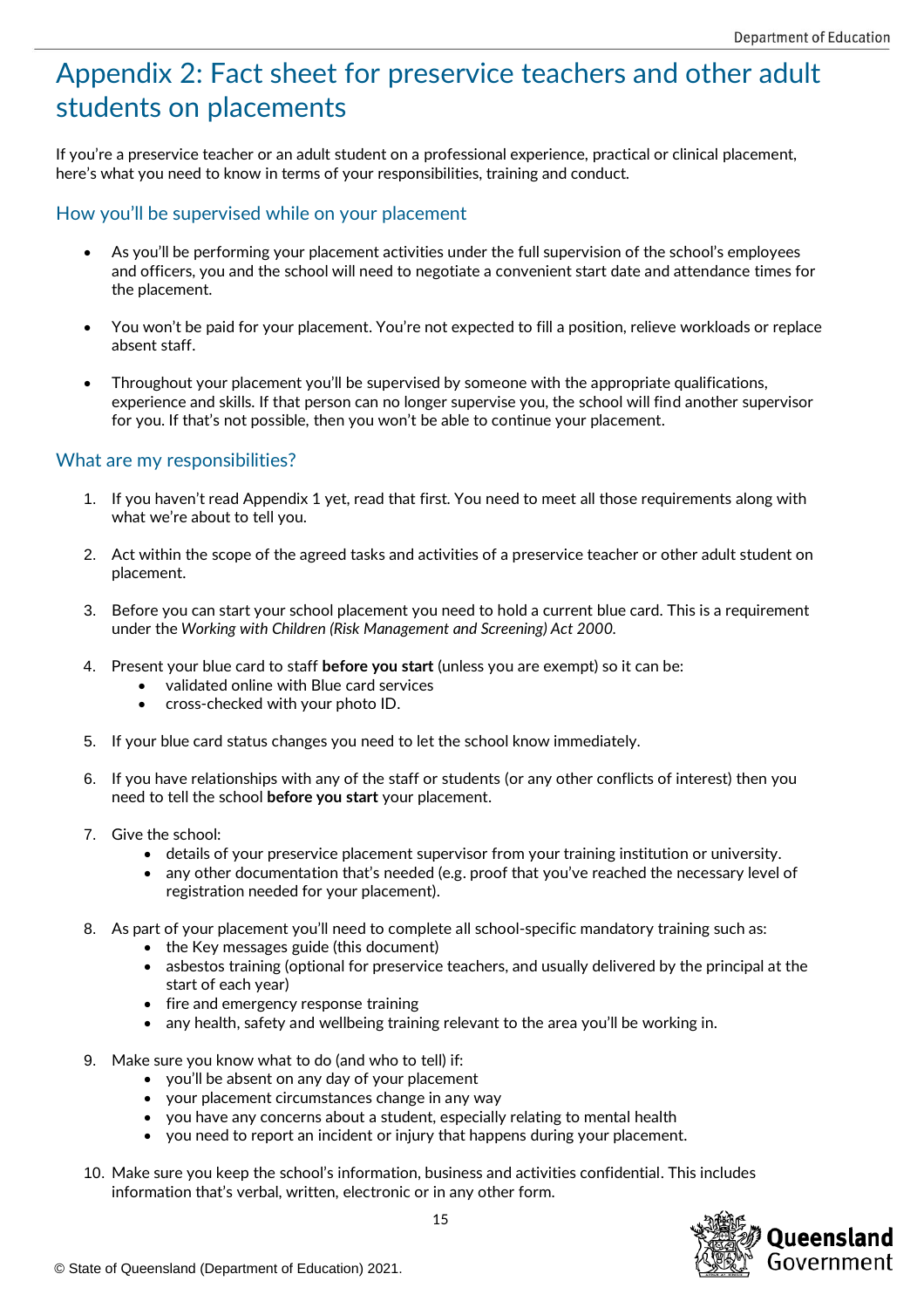# Appendix 2: Fact sheet for preservice teachers and other adult students on placements

If you're a preservice teacher or an adult student on a professional experience, practical or clinical placement, here's what you need to know in terms of your responsibilities, training and conduct.

## How you'll be supervised while on your placement

- As you'll be performing your placement activities under the full supervision of the school's employees and officers, you and the school will need to negotiate a convenient start date and attendance times for the placement.
- You won't be paid for your placement. You're not expected to fill a position, relieve workloads or replace absent staff.
- Throughout your placement you'll be supervised by someone with the appropriate qualifications, experience and skills. If that person can no longer supervise you, the school will find another supervisor for you. If that's not possible, then you won't be able to continue your placement.

## What are my responsibilities?

1. If you haven't read Appendix 1 yet, read that first. You need to meet all those requirements along with what we're about to tell you.
2. Act within the scope of the agreed tasks and activities of a preservice teacher or other adult student on placement.
3. Before you can start your school placement you need to hold a current blue card. This is a requirement under the *Working with Children (Risk Management and Screening) Act 2000.*
4. Present your blue card to staff **before you start** (unless you are exempt) so it can be:
   - validated online with Blue card services
   - cross-checked with your photo ID.
5. If your blue card status changes you need to let the school know immediately.
6. If you have relationships with any of the staff or students (or any other conflicts of interest) then you need to tell the school **before you start** your placement.
7. Give the school:
   - details of your preservice placement supervisor from your training institution or university.
   - any other documentation that's needed (e.g. proof that you've reached the necessary level of registration needed for your placement).
8. As part of your placement you'll need to complete all school-specific mandatory training such as:
   - the Key messages guide (this document)
   - asbestos training (optional for preservice teachers, and usually delivered by the principal at the start of each year)
   - fire and emergency response training
   - any health, safety and wellbeing training relevant to the area you'll be working in.
9. Make sure you know what to do (and who to tell) if:
   - you'll be absent on any day of your placement
   - your placement circumstances change in any way
   - you have any concerns about a student, especially relating to mental health
   - you need to report an incident or injury that happens during your placement.
10. Make sure you keep the school's information, business and activities confidential. This includes information that's verbal, written, electronic or in any other form.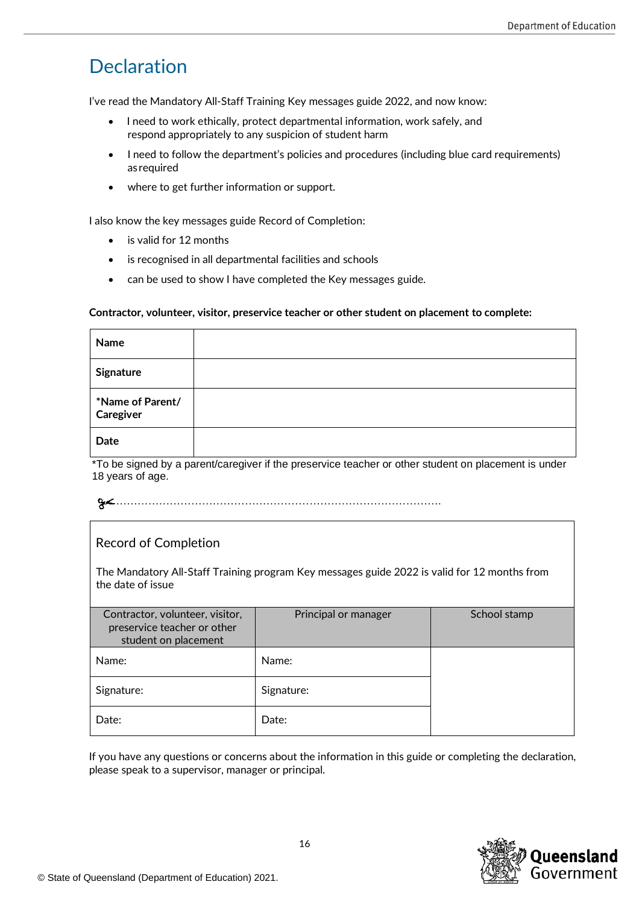# Declaration

I've read the Mandatory All-Staff Training Key messages guide 2022, and now know:

- I need to work ethically, protect departmental information, work safely, and respond appropriately to any suspicion of student harm
- I need to follow the department's policies and procedures (including blue card requirements) as required
- where to get further information or support.

I also know the key messages guide Record of Completion:

- is valid for 12 months
- is recognised in all departmental facilities and schools
- can be used to show I have completed the Key messages guide.

**Contractor, volunteer, visitor, preservice teacher or other student on placement to complete:**

| | |
|---|---|
| **Name** | |
| **Signature** | |
| ***Name of Parent/ Caregiver** | |
| **Date** | |

*To be signed by a parent/caregiver if the preservice teacher or other student on placement is under 18 years of age.

✂……………………………………………………………………………………

## Record of Completion

The Mandatory All-Staff Training program Key messages guide 2022 is valid for 12 months from the date of issue

| Contractor, volunteer, visitor, preservice teacher or other student on placement | Principal or manager | School stamp |
|---|---|---|
| Name: | Name: | |
| Signature: | Signature: | |
| Date: | Date: | |

If you have any questions or concerns about the information in this guide or completing the declaration, please speak to a supervisor, manager or principal.

© State of Queensland (Department of Education) 2021.